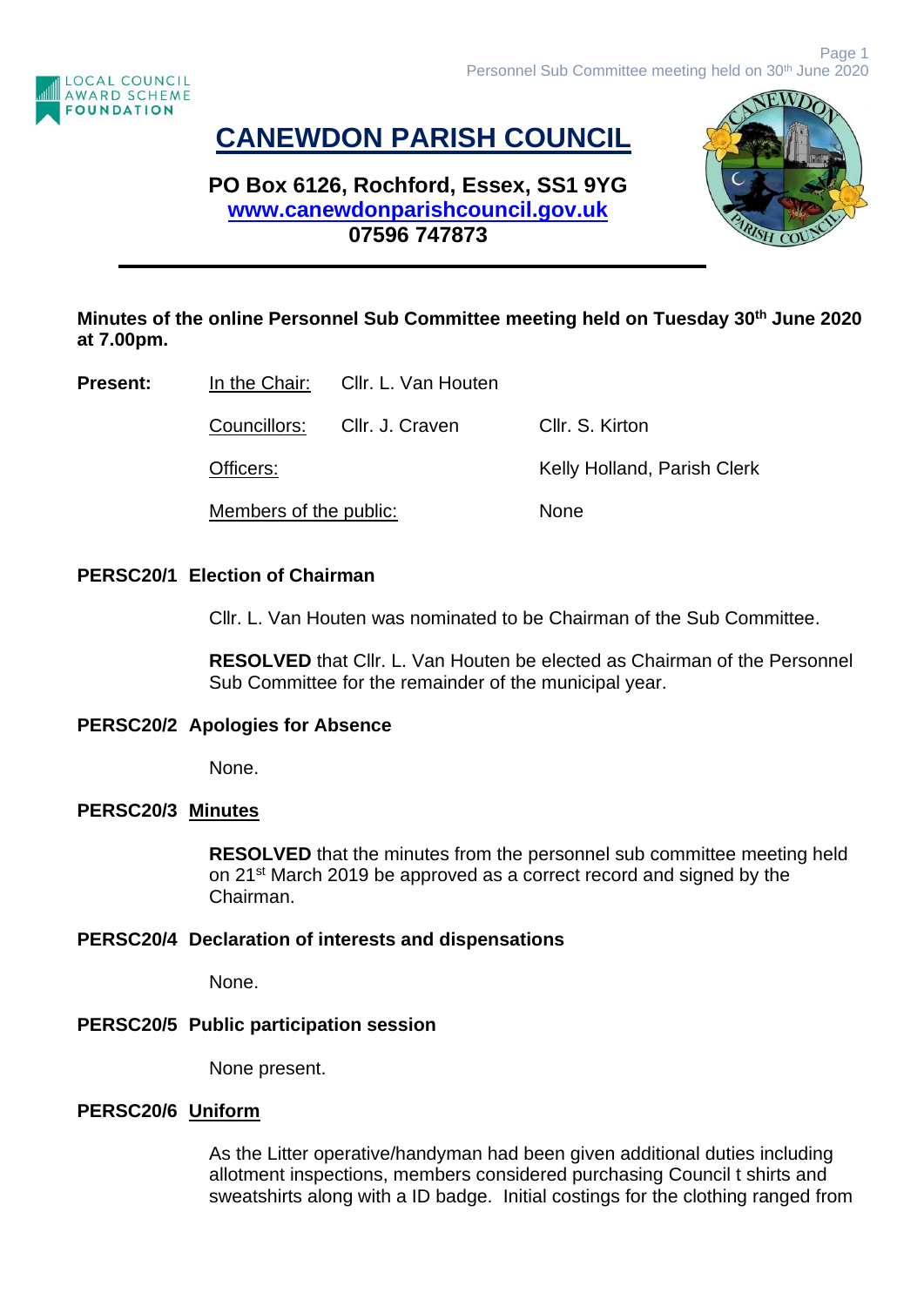# CANEWDON PARISH COUNCIL

**PO Box 6126, Rochford, Essex, SS1 9YG**
**[www.canewdonparishcouncil.gov.uk](http://www.canewdonparishcouncil.gov.uk)**
**07596 747873**

**Minutes of the online Personnel Sub Committee meeting held on Tuesday 30th June 2020 at 7.00pm.**

| **Present:** | In the Chair: | Cllr. L. Van Houten | |
|---|---|---|---|
| | Councillors: | Cllr. J. Craven | Cllr. S. Kirton |
| | Officers: | | Kelly Holland, Parish Clerk |
| | Members of the public: | | None |

**PERSC20/1 Election of Chairman**

Cllr. L. Van Houten was nominated to be Chairman of the Sub Committee.

**RESOLVED** that Cllr. L. Van Houten be elected as Chairman of the Personnel Sub Committee for the remainder of the municipal year.

**PERSC20/2 Apologies for Absence**

None.

**PERSC20/3 Minutes**

**RESOLVED** that the minutes from the personnel sub committee meeting held on 21st March 2019 be approved as a correct record and signed by the Chairman.

**PERSC20/4 Declaration of interests and dispensations**

None.

**PERSC20/5 Public participation session**

None present.

**PERSC20/6 Uniform**

As the Litter operative/handyman had been given additional duties including allotment inspections, members considered purchasing Council t shirts and sweatshirts along with a ID badge. Initial costings for the clothing ranged from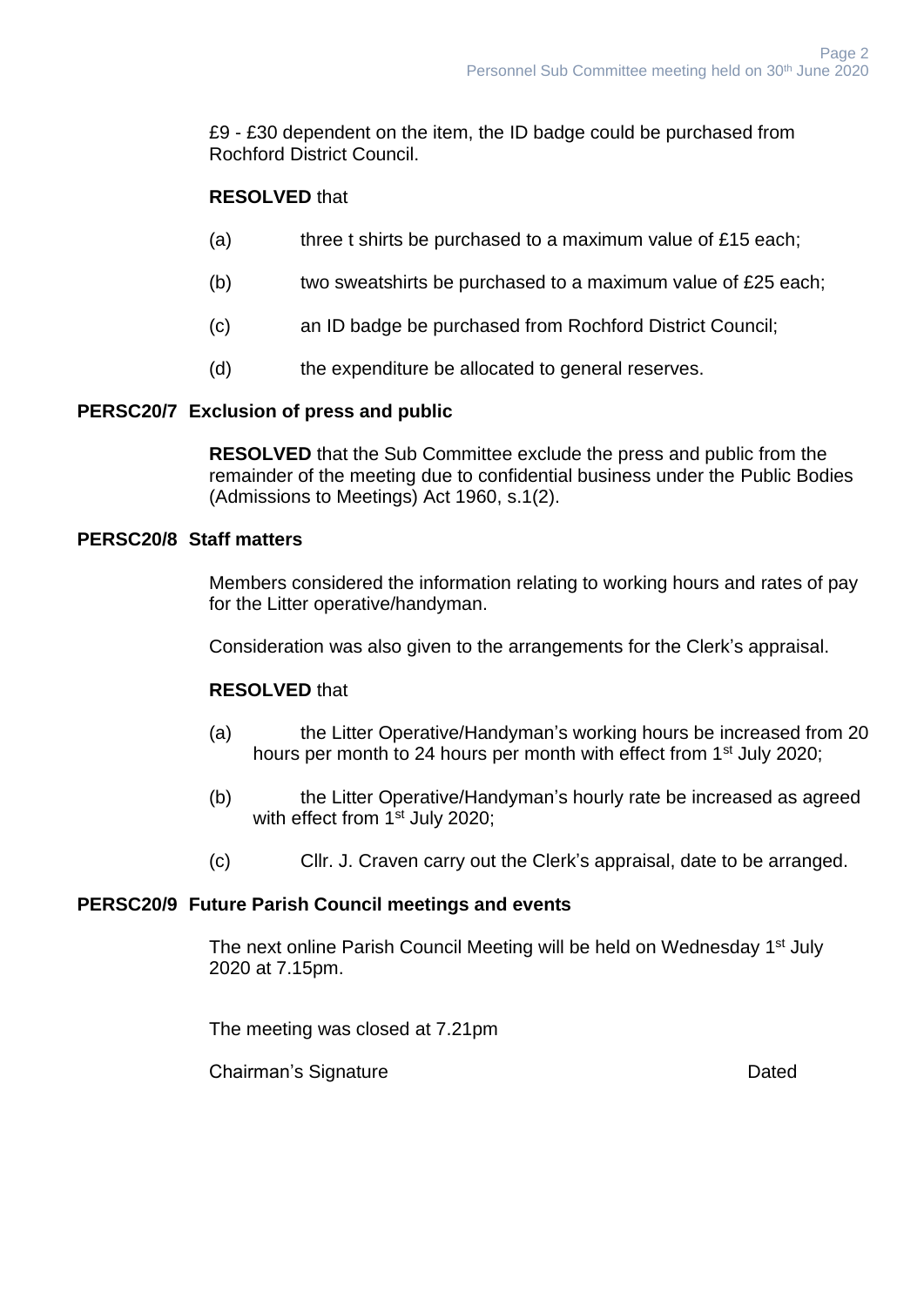£9 - £30 dependent on the item, the ID badge could be purchased from Rochford District Council.

**RESOLVED** that

(a) three t shirts be purchased to a maximum value of £15 each;

(b) two sweatshirts be purchased to a maximum value of £25 each;

(c) an ID badge be purchased from Rochford District Council;

(d) the expenditure be allocated to general reserves.

**PERSC20/7 Exclusion of press and public**

**RESOLVED** that the Sub Committee exclude the press and public from the remainder of the meeting due to confidential business under the Public Bodies (Admissions to Meetings) Act 1960, s.1(2).

**PERSC20/8 Staff matters**

Members considered the information relating to working hours and rates of pay for the Litter operative/handyman.

Consideration was also given to the arrangements for the Clerk's appraisal.

**RESOLVED** that

(a) the Litter Operative/Handyman's working hours be increased from 20 hours per month to 24 hours per month with effect from 1st July 2020;

(b) the Litter Operative/Handyman's hourly rate be increased as agreed with effect from 1st July 2020;

(c) Cllr. J. Craven carry out the Clerk's appraisal, date to be arranged.

**PERSC20/9 Future Parish Council meetings and events**

The next online Parish Council Meeting will be held on Wednesday 1st July 2020 at 7.15pm.

The meeting was closed at 7.21pm

Chairman's Signature Dated